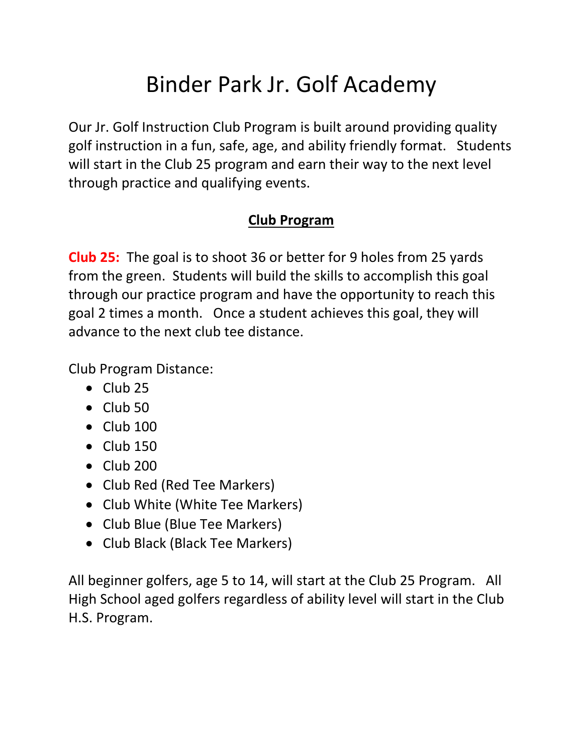# Binder Park Jr. Golf Academy

Our Jr. Golf Instruction Club Program is built around providing quality golf instruction in a fun, safe, age, and ability friendly format. Students will start in the Club 25 program and earn their way to the next level through practice and qualifying events.

## Club Program

**Club 25:** The goal is to shoot 36 or better for 9 holes from 25 yards from the green. Students will build the skills to accomplish this goal through our practice program and have the opportunity to reach this goal 2 times a month. Once a student achieves this goal, they will advance to the next club tee distance.

Club Program Distance:

- Club 25
- Club 50
- Club 100
- Club 150
- Club 200
- Club Red (Red Tee Markers)
- Club White (White Tee Markers)
- Club Blue (Blue Tee Markers)
- Club Black (Black Tee Markers)

All beginner golfers, age 5 to 14, will start at the Club 25 Program. All High School aged golfers regardless of ability level will start in the Club H.S. Program.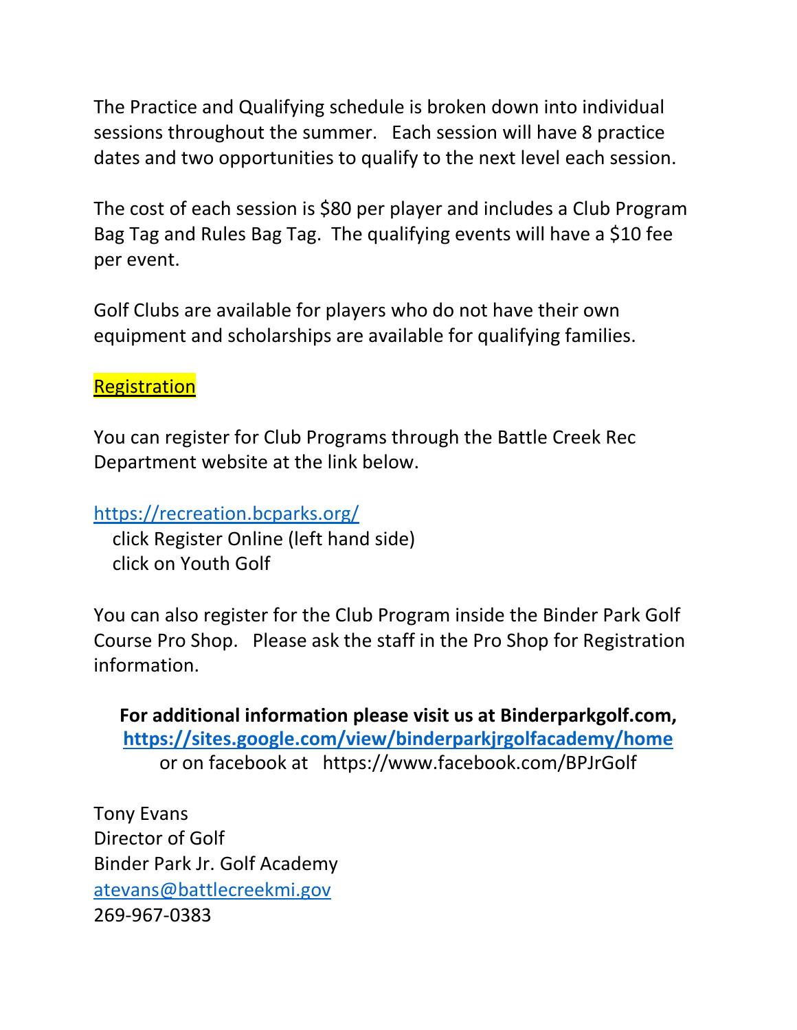The Practice and Qualifying schedule is broken down into individual sessions throughout the summer. Each session will have 8 practice dates and two opportunities to qualify to the next level each session.

The cost of each session is $80 per player and includes a Club Program Bag Tag and Rules Bag Tag. The qualifying events will have a $10 fee per event.

Golf Clubs are available for players who do not have their own equipment and scholarships are available for qualifying families.

## Registration

You can register for Club Programs through the Battle Creek Rec Department website at the link below.

https://recreation.bcparks.org/
   click Register Online (left hand side)
   click on Youth Golf

You can also register for the Club Program inside the Binder Park Golf Course Pro Shop. Please ask the staff in the Pro Shop for Registration information.

**For additional information please visit us at Binderparkgolf.com,**
**https://sites.google.com/view/binderparkjrgolfacademy/home**
or on facebook at https://www.facebook.com/BPJrGolf

Tony Evans
Director of Golf
Binder Park Jr. Golf Academy
atevans@battlecreekmi.gov
269-967-0383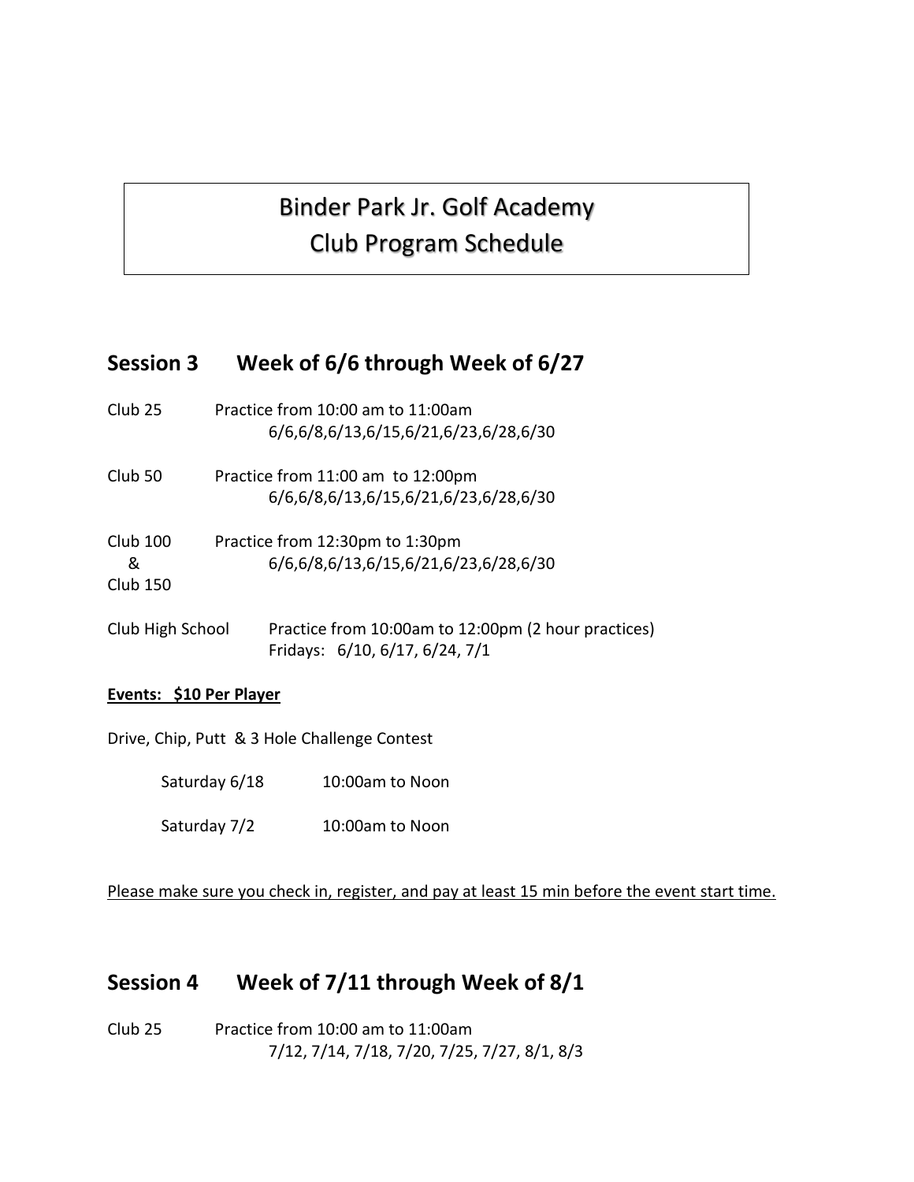# Binder Park Jr. Golf Academy
# Club Program Schedule

## Session 3 Week of 6/6 through Week of 6/27

Club 25 — Practice from 10:00 am to 11:00am
6/6,6/8,6/13,6/15,6/21,6/23,6/28,6/30

Club 50 — Practice from 11:00 am to 12:00pm
6/6,6/8,6/13,6/15,6/21,6/23,6/28,6/30

Club 100 & Club 150 — Practice from 12:30pm to 1:30pm
6/6,6/8,6/13,6/15,6/21,6/23,6/28,6/30

Club High School — Practice from 10:00am to 12:00pm (2 hour practices)
Fridays: 6/10, 6/17, 6/24, 7/1

**Events: $10 Per Player**

Drive, Chip, Putt & 3 Hole Challenge Contest

Saturday 6/18 — 10:00am to Noon

Saturday 7/2 — 10:00am to Noon

Please make sure you check in, register, and pay at least 15 min before the event start time.

## Session 4 Week of 7/11 through Week of 8/1

Club 25 — Practice from 10:00 am to 11:00am
7/12, 7/14, 7/18, 7/20, 7/25, 7/27, 8/1, 8/3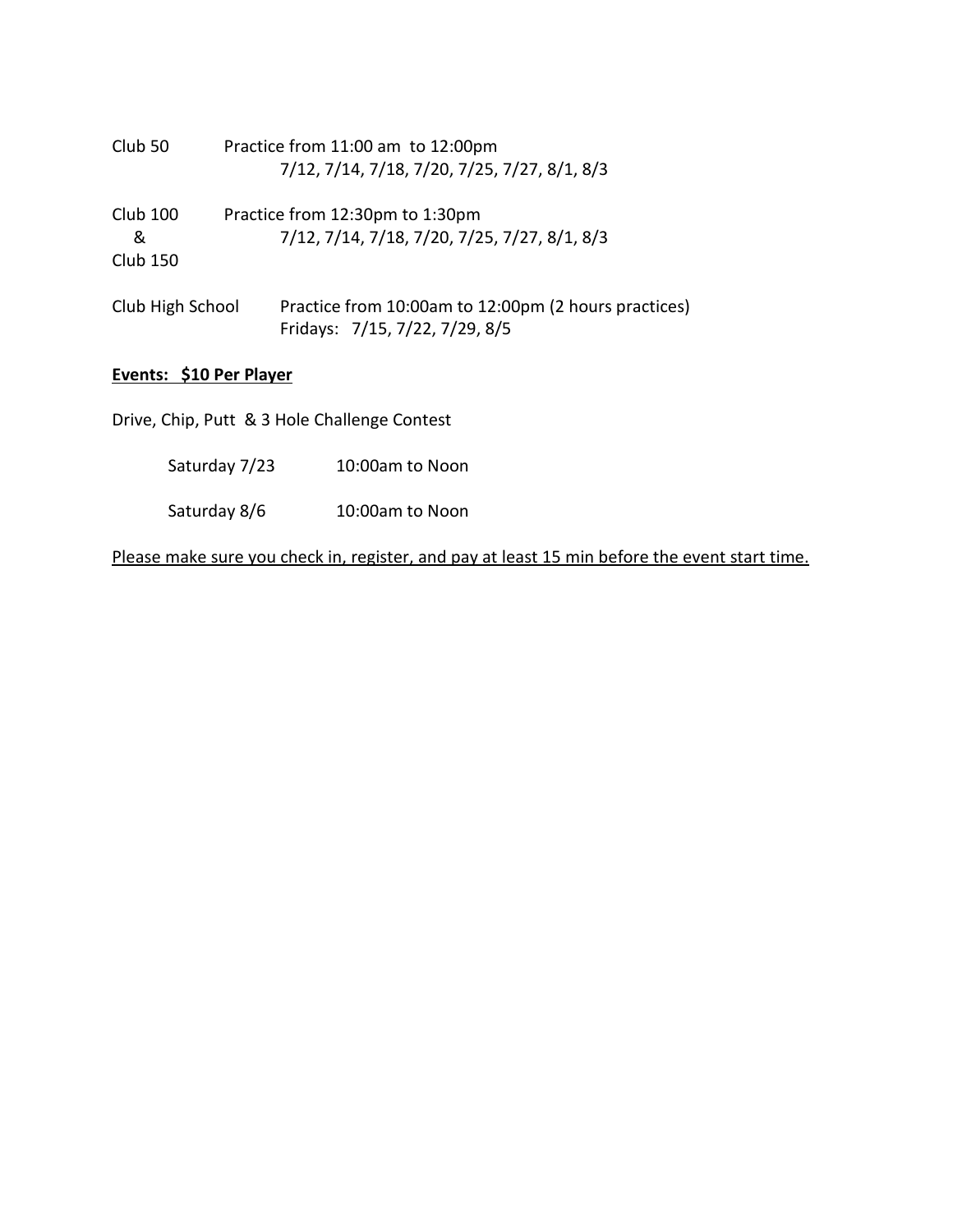Club 50 Practice from 11:00 am to 12:00pm
7/12, 7/14, 7/18, 7/20, 7/25, 7/27, 8/1, 8/3

Club 100 & Club 150 Practice from 12:30pm to 1:30pm
7/12, 7/14, 7/18, 7/20, 7/25, 7/27, 8/1, 8/3

Club High School Practice from 10:00am to 12:00pm (2 hours practices)
Fridays: 7/15, 7/22, 7/29, 8/5

**<u>Events: $10 Per Player</u>**

Drive, Chip, Putt & 3 Hole Challenge Contest

| | |
|---|---|
| Saturday 7/23 | 10:00am to Noon |
| Saturday 8/6 | 10:00am to Noon |

<u>Please make sure you check in, register, and pay at least 15 min before the event start time.</u>